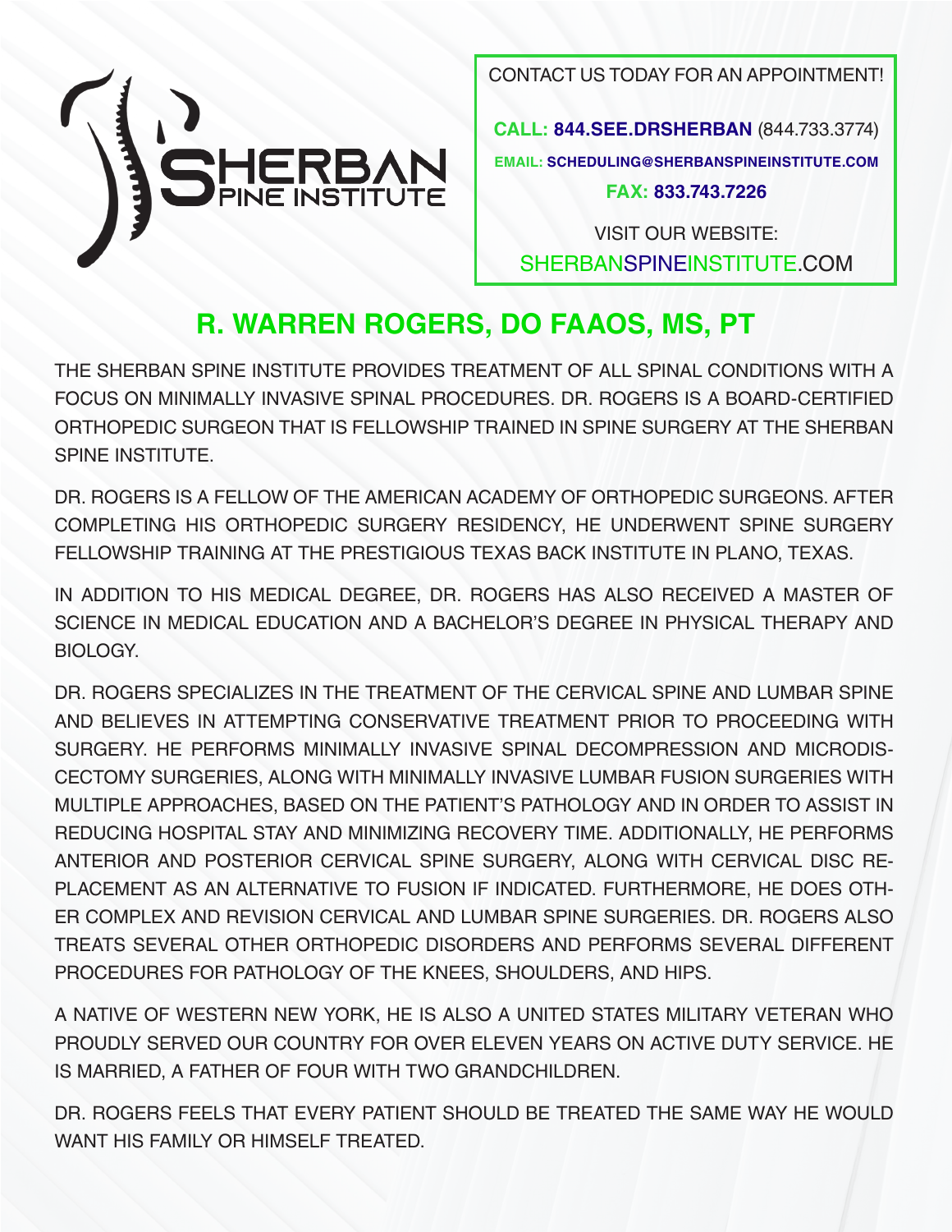SHERBAN SPINE INSTITUTE

CONTACT US TODAY FOR AN APPOINTMENT!

**CALL: 844.SEE.DRSHERBAN** (844.733.3774)

**EMAIL: SCHEDULING@SHERBANSPINEINSTITUTE.COM**

**FAX: 833.743.7226**

VISIT OUR WEBSITE:
SHERBANSPINEINSTITUTE.COM

# R. WARREN ROGERS, DO FAAOS, MS, PT

THE SHERBAN SPINE INSTITUTE PROVIDES TREATMENT OF ALL SPINAL CONDITIONS WITH A FOCUS ON MINIMALLY INVASIVE SPINAL PROCEDURES. DR. ROGERS IS A BOARD-CERTIFIED ORTHOPEDIC SURGEON THAT IS FELLOWSHIP TRAINED IN SPINE SURGERY AT THE SHERBAN SPINE INSTITUTE.

DR. ROGERS IS A FELLOW OF THE AMERICAN ACADEMY OF ORTHOPEDIC SURGEONS. AFTER COMPLETING HIS ORTHOPEDIC SURGERY RESIDENCY, HE UNDERWENT SPINE SURGERY FELLOWSHIP TRAINING AT THE PRESTIGIOUS TEXAS BACK INSTITUTE IN PLANO, TEXAS.

IN ADDITION TO HIS MEDICAL DEGREE, DR. ROGERS HAS ALSO RECEIVED A MASTER OF SCIENCE IN MEDICAL EDUCATION AND A BACHELOR'S DEGREE IN PHYSICAL THERAPY AND BIOLOGY.

DR. ROGERS SPECIALIZES IN THE TREATMENT OF THE CERVICAL SPINE AND LUMBAR SPINE AND BELIEVES IN ATTEMPTING CONSERVATIVE TREATMENT PRIOR TO PROCEEDING WITH SURGERY. HE PERFORMS MINIMALLY INVASIVE SPINAL DECOMPRESSION AND MICRODISCECTOMY SURGERIES, ALONG WITH MINIMALLY INVASIVE LUMBAR FUSION SURGERIES WITH MULTIPLE APPROACHES, BASED ON THE PATIENT'S PATHOLOGY AND IN ORDER TO ASSIST IN REDUCING HOSPITAL STAY AND MINIMIZING RECOVERY TIME. ADDITIONALLY, HE PERFORMS ANTERIOR AND POSTERIOR CERVICAL SPINE SURGERY, ALONG WITH CERVICAL DISC REPLACEMENT AS AN ALTERNATIVE TO FUSION IF INDICATED. FURTHERMORE, HE DOES OTHER COMPLEX AND REVISION CERVICAL AND LUMBAR SPINE SURGERIES. DR. ROGERS ALSO TREATS SEVERAL OTHER ORTHOPEDIC DISORDERS AND PERFORMS SEVERAL DIFFERENT PROCEDURES FOR PATHOLOGY OF THE KNEES, SHOULDERS, AND HIPS.

A NATIVE OF WESTERN NEW YORK, HE IS ALSO A UNITED STATES MILITARY VETERAN WHO PROUDLY SERVED OUR COUNTRY FOR OVER ELEVEN YEARS ON ACTIVE DUTY SERVICE. HE IS MARRIED, A FATHER OF FOUR WITH TWO GRANDCHILDREN.

DR. ROGERS FEELS THAT EVERY PATIENT SHOULD BE TREATED THE SAME WAY HE WOULD WANT HIS FAMILY OR HIMSELF TREATED.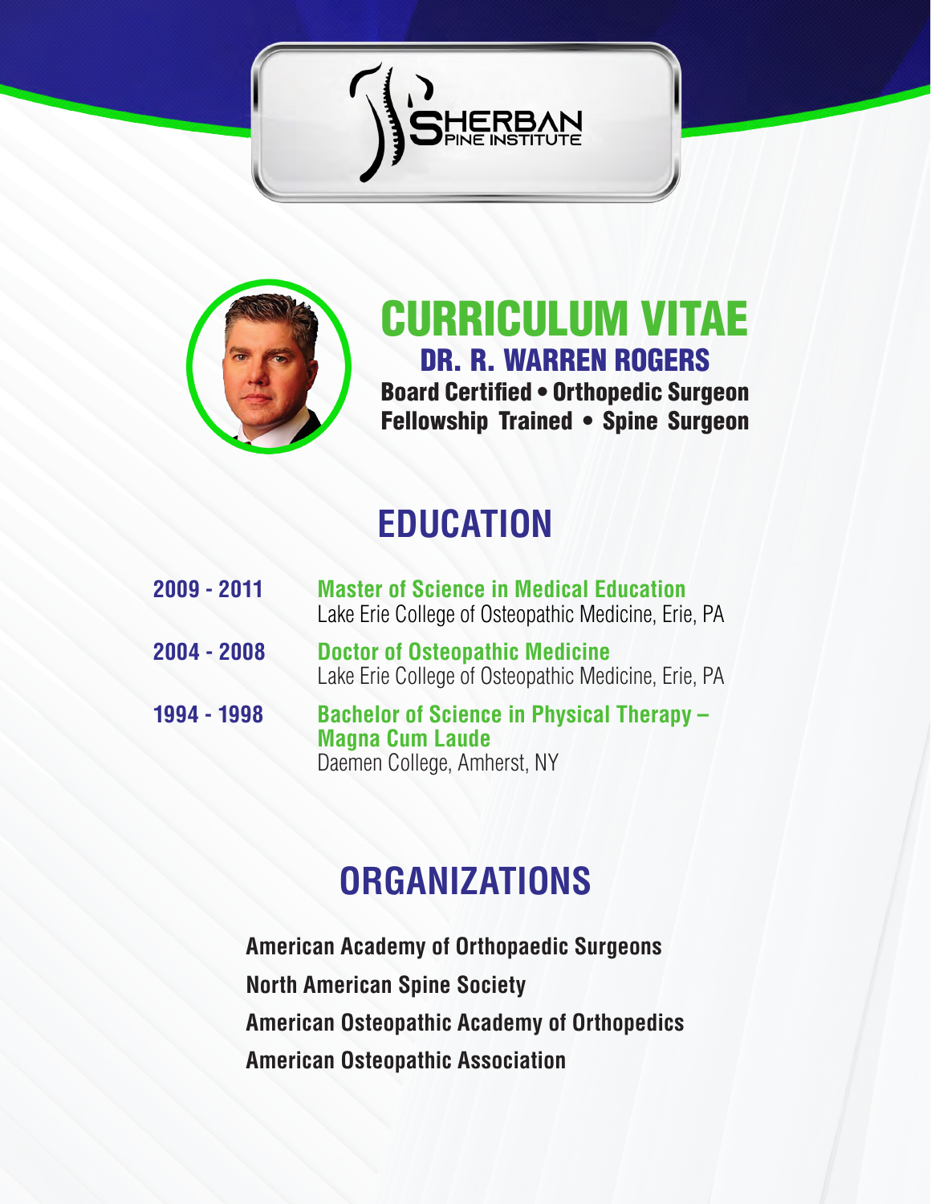SHERBAN SPINE INSTITUTE

# CURRICULUM VITAE

## DR. R. WARREN ROGERS

**Board Certified • Orthopedic Surgeon**
**Fellowship Trained • Spine Surgeon**

## EDUCATION

**2009 - 2011** — **Master of Science in Medical Education**
Lake Erie College of Osteopathic Medicine, Erie, PA

**2004 - 2008** — **Doctor of Osteopathic Medicine**
Lake Erie College of Osteopathic Medicine, Erie, PA

**1994 - 1998** — **Bachelor of Science in Physical Therapy – Magna Cum Laude**
Daemen College, Amherst, NY

## ORGANIZATIONS

**American Academy of Orthopaedic Surgeons**
**North American Spine Society**
**American Osteopathic Academy of Orthopedics**
**American Osteopathic Association**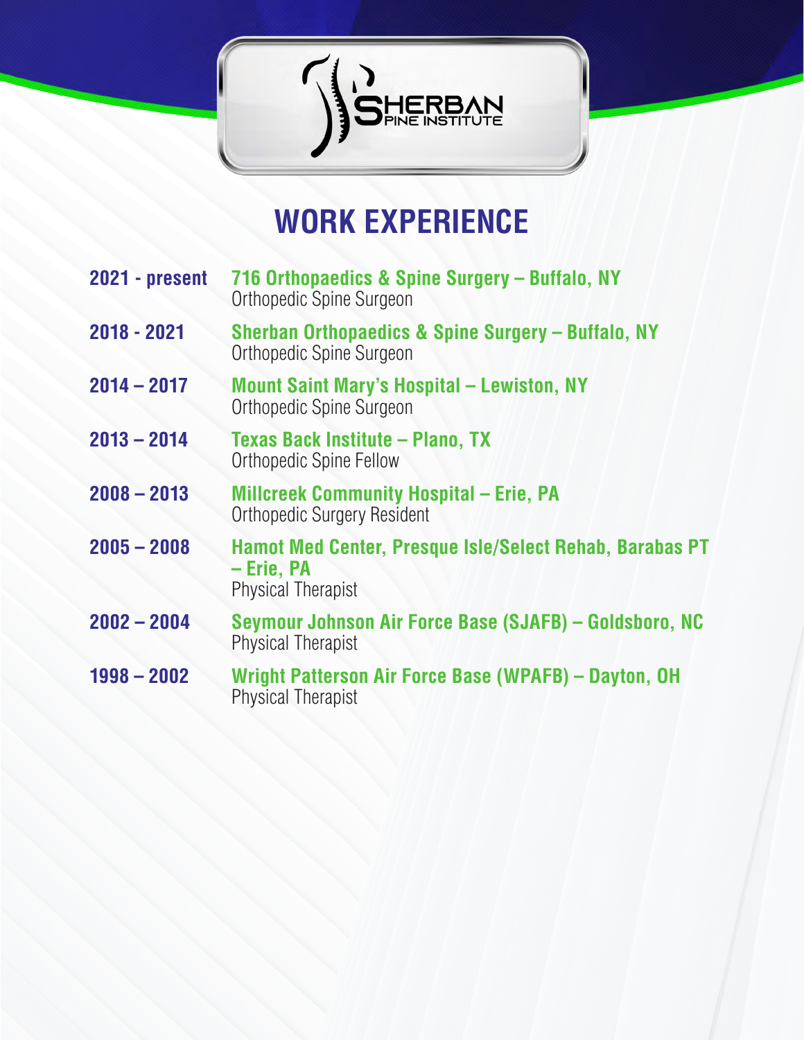# WORK EXPERIENCE

| | |
|---|---|
| **2021 - present** | **716 Orthopaedics & Spine Surgery – Buffalo, NY**<br>Orthopedic Spine Surgeon |
| **2018 - 2021** | **Sherban Orthopaedics & Spine Surgery – Buffalo, NY**<br>Orthopedic Spine Surgeon |
| **2014 – 2017** | **Mount Saint Mary's Hospital – Lewiston, NY**<br>Orthopedic Spine Surgeon |
| **2013 – 2014** | **Texas Back Institute – Plano, TX**<br>Orthopedic Spine Fellow |
| **2008 – 2013** | **Millcreek Community Hospital – Erie, PA**<br>Orthopedic Surgery Resident |
| **2005 – 2008** | **Hamot Med Center, Presque Isle/Select Rehab, Barabas PT – Erie, PA**<br>Physical Therapist |
| **2002 – 2004** | **Seymour Johnson Air Force Base (SJAFB) – Goldsboro, NC**<br>Physical Therapist |
| **1998 – 2002** | **Wright Patterson Air Force Base (WPAFB) – Dayton, OH**<br>Physical Therapist |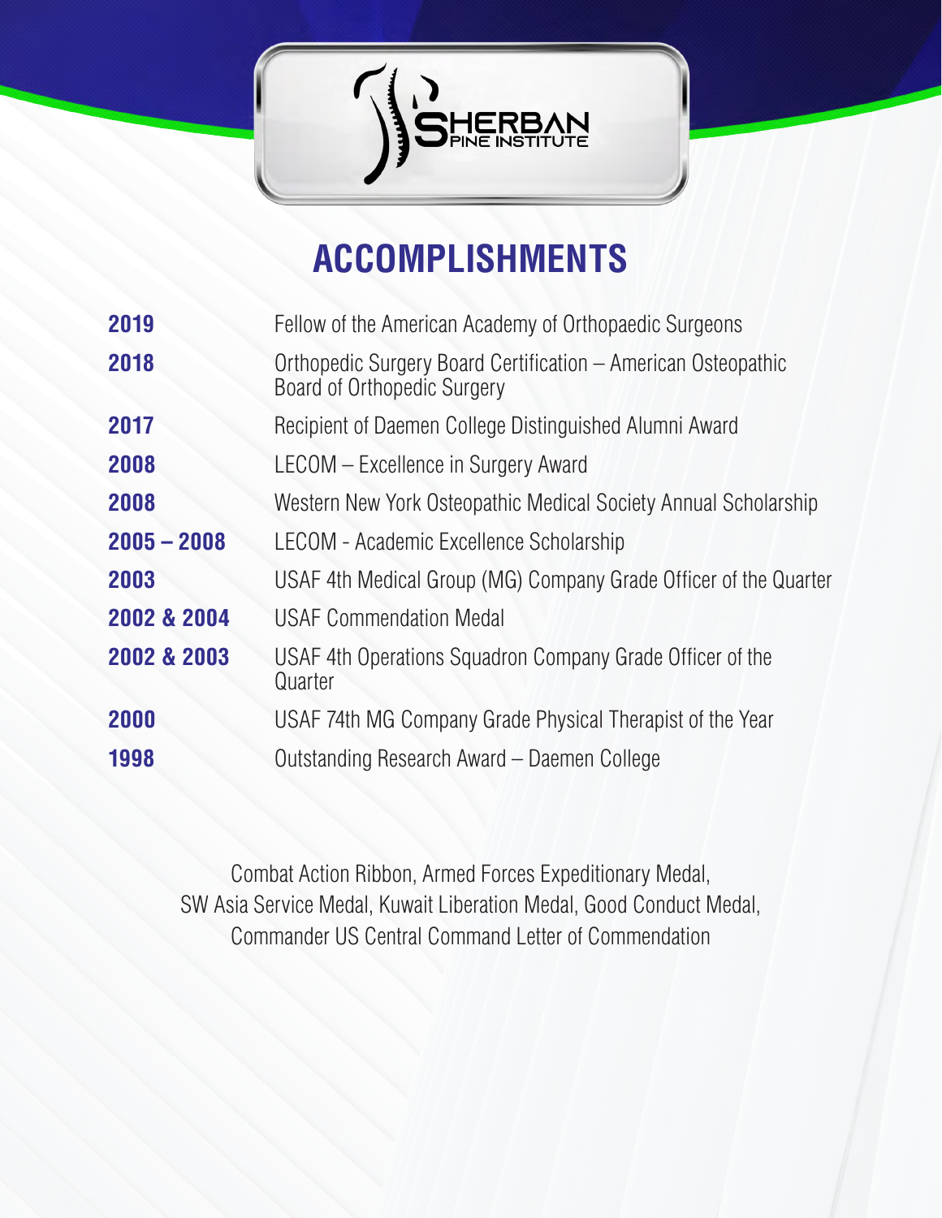SHERBAN SPINE INSTITUTE

# ACCOMPLISHMENTS

| | |
|---|---|
| **2019** | Fellow of the American Academy of Orthopaedic Surgeons |
| **2018** | Orthopedic Surgery Board Certification – American Osteopathic Board of Orthopedic Surgery |
| **2017** | Recipient of Daemen College Distinguished Alumni Award |
| **2008** | LECOM – Excellence in Surgery Award |
| **2008** | Western New York Osteopathic Medical Society Annual Scholarship |
| **2005 – 2008** | LECOM - Academic Excellence Scholarship |
| **2003** | USAF 4th Medical Group (MG) Company Grade Officer of the Quarter |
| **2002 & 2004** | USAF Commendation Medal |
| **2002 & 2003** | USAF 4th Operations Squadron Company Grade Officer of the Quarter |
| **2000** | USAF 74th MG Company Grade Physical Therapist of the Year |
| **1998** | Outstanding Research Award – Daemen College |

Combat Action Ribbon, Armed Forces Expeditionary Medal,
SW Asia Service Medal, Kuwait Liberation Medal, Good Conduct Medal,
Commander US Central Command Letter of Commendation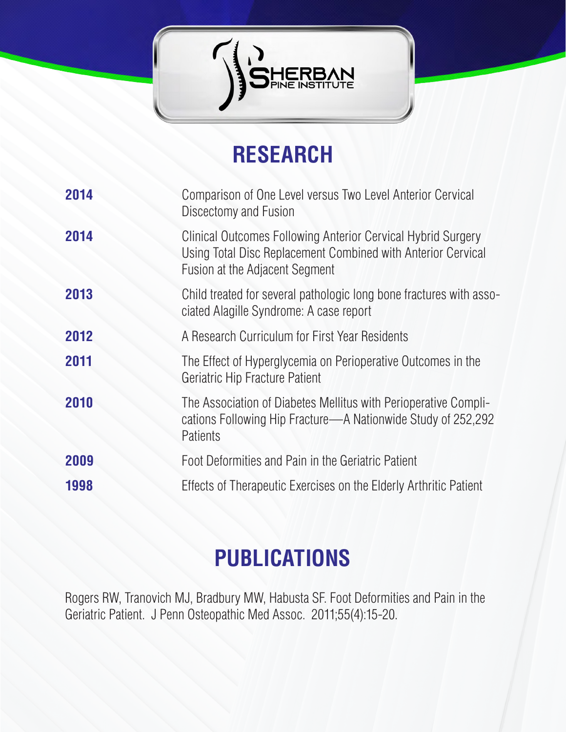# RESEARCH

| Year | Title |
|---|---|
| **2014** | Comparison of One Level versus Two Level Anterior Cervical Discectomy and Fusion |
| **2014** | Clinical Outcomes Following Anterior Cervical Hybrid Surgery Using Total Disc Replacement Combined with Anterior Cervical Fusion at the Adjacent Segment |
| **2013** | Child treated for several pathologic long bone fractures with associated Alagille Syndrome: A case report |
| **2012** | A Research Curriculum for First Year Residents |
| **2011** | The Effect of Hyperglycemia on Perioperative Outcomes in the Geriatric Hip Fracture Patient |
| **2010** | The Association of Diabetes Mellitus with Perioperative Complications Following Hip Fracture—A Nationwide Study of 252,292 Patients |
| **2009** | Foot Deformities and Pain in the Geriatric Patient |
| **1998** | Effects of Therapeutic Exercises on the Elderly Arthritic Patient |

# PUBLICATIONS

Rogers RW, Tranovich MJ, Bradbury MW, Habusta SF. Foot Deformities and Pain in the Geriatric Patient. J Penn Osteopathic Med Assoc. 2011;55(4):15-20.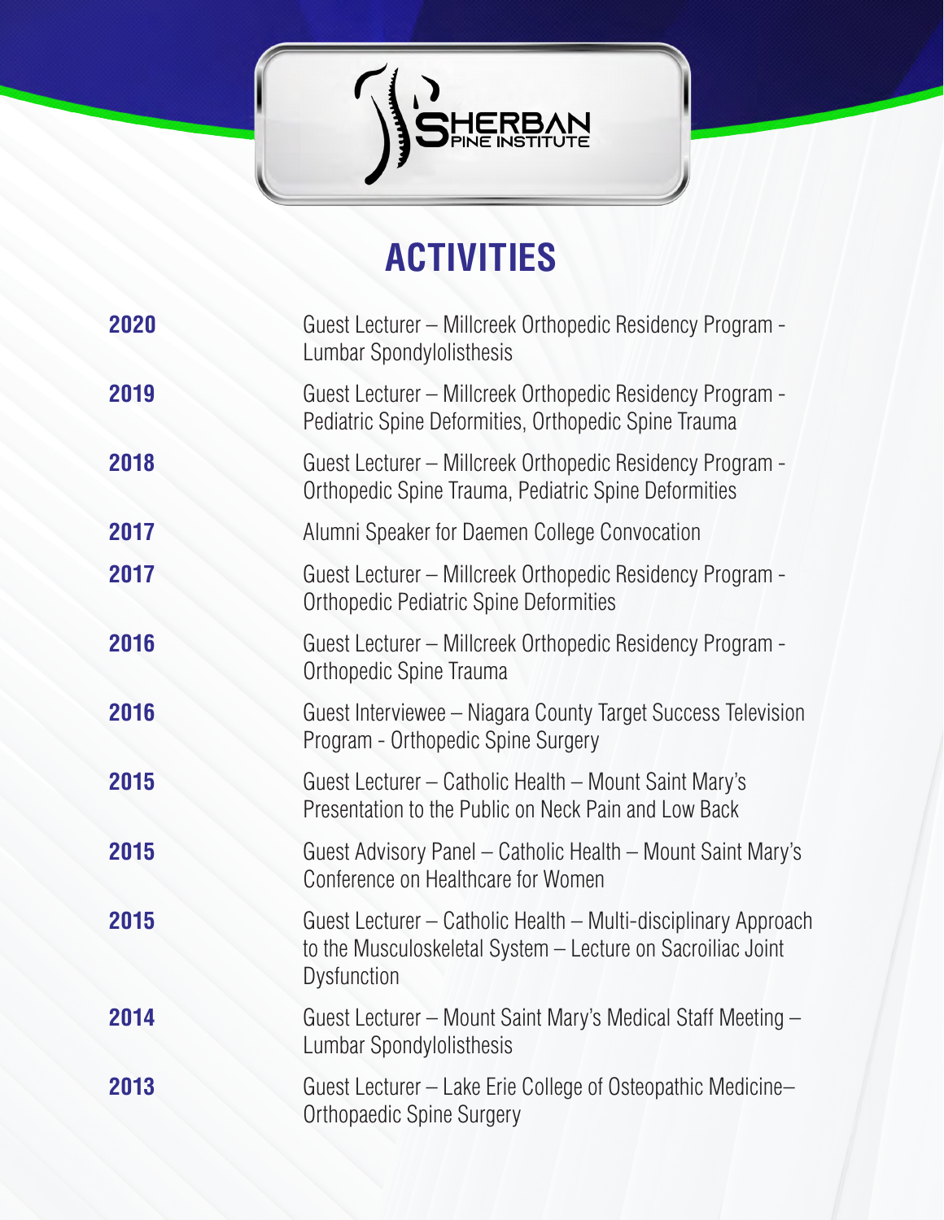SHERBAN SPINE INSTITUTE

# ACTIVITIES

| | |
|---|---|
| **2020** | Guest Lecturer – Millcreek Orthopedic Residency Program - Lumbar Spondylolisthesis |
| **2019** | Guest Lecturer – Millcreek Orthopedic Residency Program - Pediatric Spine Deformities, Orthopedic Spine Trauma |
| **2018** | Guest Lecturer – Millcreek Orthopedic Residency Program - Orthopedic Spine Trauma, Pediatric Spine Deformities |
| **2017** | Alumni Speaker for Daemen College Convocation |
| **2017** | Guest Lecturer – Millcreek Orthopedic Residency Program - Orthopedic Pediatric Spine Deformities |
| **2016** | Guest Lecturer – Millcreek Orthopedic Residency Program - Orthopedic Spine Trauma |
| **2016** | Guest Interviewee – Niagara County Target Success Television Program - Orthopedic Spine Surgery |
| **2015** | Guest Lecturer – Catholic Health – Mount Saint Mary's Presentation to the Public on Neck Pain and Low Back |
| **2015** | Guest Advisory Panel – Catholic Health – Mount Saint Mary's Conference on Healthcare for Women |
| **2015** | Guest Lecturer – Catholic Health – Multi-disciplinary Approach to the Musculoskeletal System – Lecture on Sacroiliac Joint Dysfunction |
| **2014** | Guest Lecturer – Mount Saint Mary's Medical Staff Meeting – Lumbar Spondylolisthesis |
| **2013** | Guest Lecturer – Lake Erie College of Osteopathic Medicine– Orthopaedic Spine Surgery |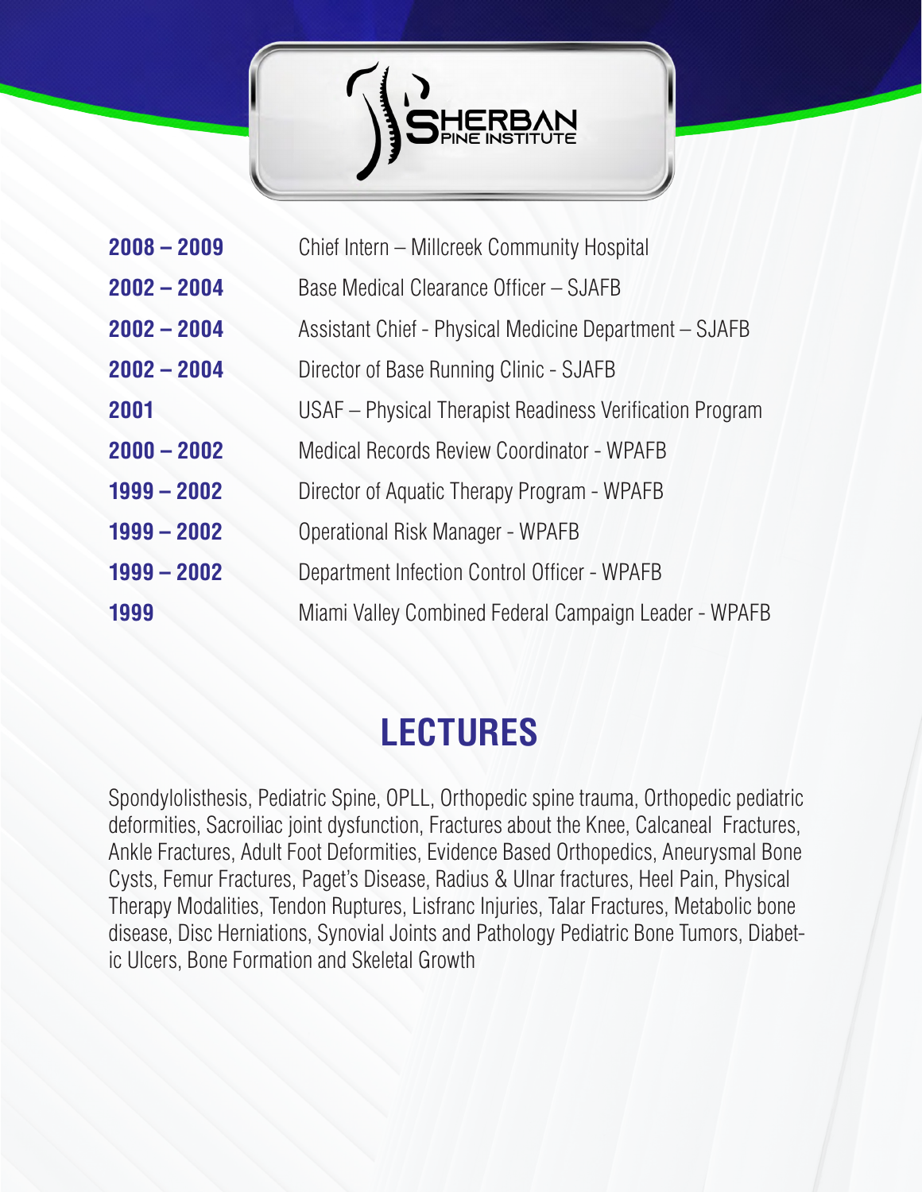| | |
|---|---|
| **2008 – 2009** | Chief Intern – Millcreek Community Hospital |
| **2002 – 2004** | Base Medical Clearance Officer – SJAFB |
| **2002 – 2004** | Assistant Chief - Physical Medicine Department – SJAFB |
| **2002 – 2004** | Director of Base Running Clinic - SJAFB |
| **2001** | USAF – Physical Therapist Readiness Verification Program |
| **2000 – 2002** | Medical Records Review Coordinator - WPAFB |
| **1999 – 2002** | Director of Aquatic Therapy Program - WPAFB |
| **1999 – 2002** | Operational Risk Manager - WPAFB |
| **1999 – 2002** | Department Infection Control Officer - WPAFB |
| **1999** | Miami Valley Combined Federal Campaign Leader - WPAFB |

## LECTURES

Spondylolisthesis, Pediatric Spine, OPLL, Orthopedic spine trauma, Orthopedic pediatric deformities, Sacroiliac joint dysfunction, Fractures about the Knee, Calcaneal Fractures, Ankle Fractures, Adult Foot Deformities, Evidence Based Orthopedics, Aneurysmal Bone Cysts, Femur Fractures, Paget's Disease, Radius & Ulnar fractures, Heel Pain, Physical Therapy Modalities, Tendon Ruptures, Lisfranc Injuries, Talar Fractures, Metabolic bone disease, Disc Herniations, Synovial Joints and Pathology Pediatric Bone Tumors, Diabetic Ulcers, Bone Formation and Skeletal Growth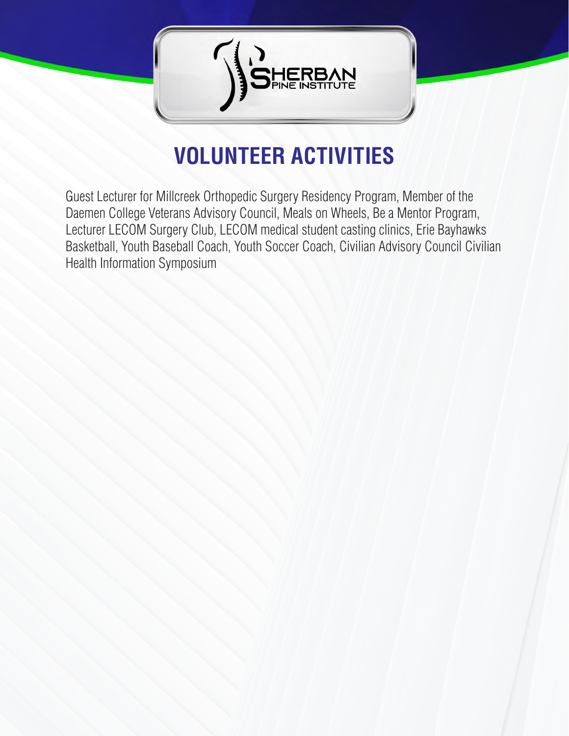# VOLUNTEER ACTIVITIES

Guest Lecturer for Millcreek Orthopedic Surgery Residency Program, Member of the Daemen College Veterans Advisory Council, Meals on Wheels, Be a Mentor Program, Lecturer LECOM Surgery Club, LECOM medical student casting clinics, Erie Bayhawks Basketball, Youth Baseball Coach, Youth Soccer Coach, Civilian Advisory Council Civilian Health Information Symposium